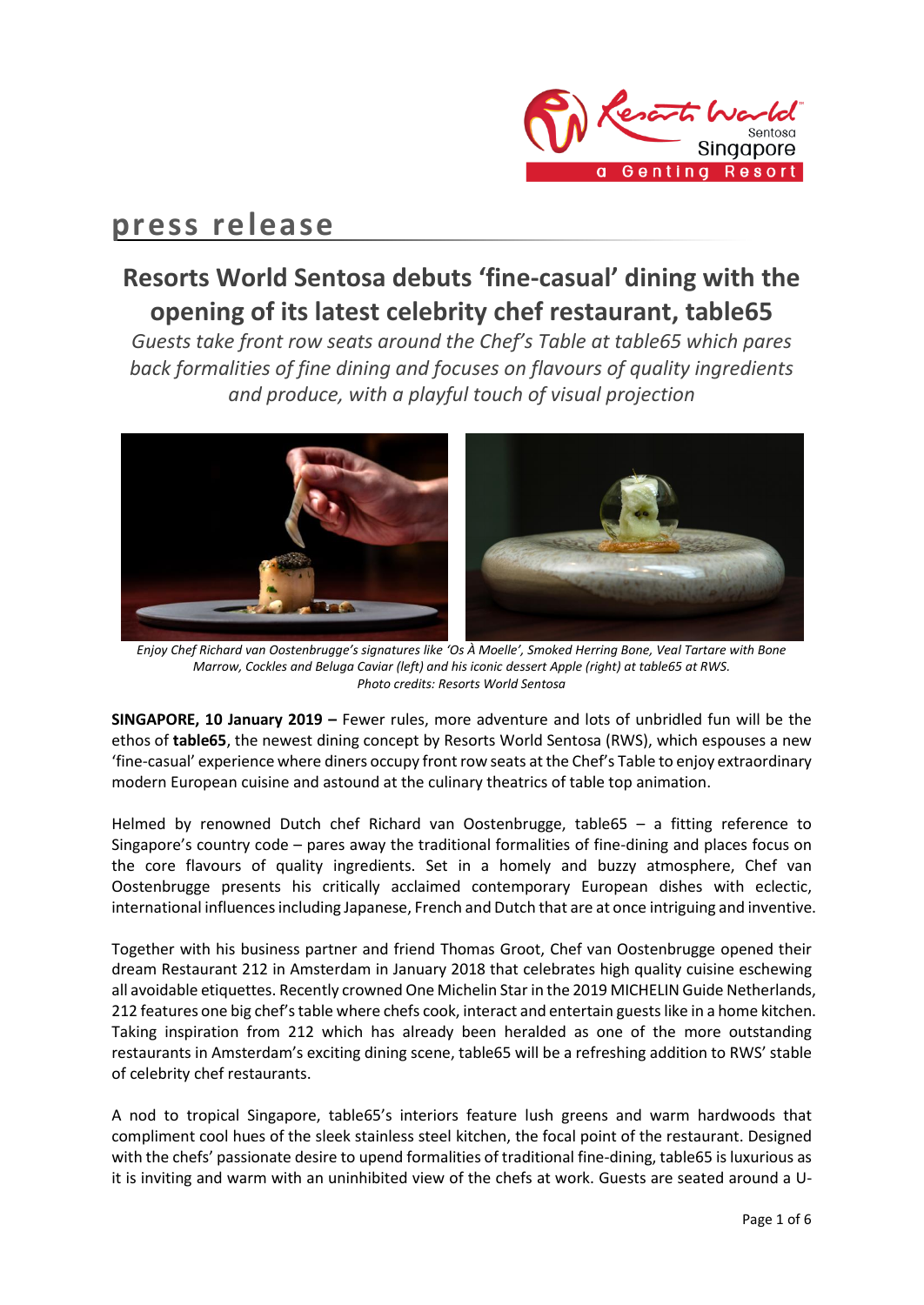# press release

## Resorts World Sentosa debuts 'fine-casual' dining with the opening of its latest celebrity chef restaurant, table65

*Guests take front row seats around the Chef's Table at table65 which pares back formalities of fine dining and focuses on flavours of quality ingredients and produce, with a playful touch of visual projection*

*Enjoy Chef Richard van Oostenbrugge's signatures like 'Os À Moelle', Smoked Herring Bone, Veal Tartare with Bone Marrow, Cockles and Beluga Caviar (left) and his iconic dessert Apple (right) at table65 at RWS.*
*Photo credits: Resorts World Sentosa*

**SINGAPORE, 10 January 2019 –** Fewer rules, more adventure and lots of unbridled fun will be the ethos of **table65**, the newest dining concept by Resorts World Sentosa (RWS), which espouses a new 'fine-casual' experience where diners occupy front row seats at the Chef's Table to enjoy extraordinary modern European cuisine and astound at the culinary theatrics of table top animation.

Helmed by renowned Dutch chef Richard van Oostenbrugge, table65 – a fitting reference to Singapore's country code – pares away the traditional formalities of fine-dining and places focus on the core flavours of quality ingredients. Set in a homely and buzzy atmosphere, Chef van Oostenbrugge presents his critically acclaimed contemporary European dishes with eclectic, international influences including Japanese, French and Dutch that are at once intriguing and inventive.

Together with his business partner and friend Thomas Groot, Chef van Oostenbrugge opened their dream Restaurant 212 in Amsterdam in January 2018 that celebrates high quality cuisine eschewing all avoidable etiquettes. Recently crowned One Michelin Star in the 2019 MICHELIN Guide Netherlands, 212 features one big chef's table where chefs cook, interact and entertain guests like in a home kitchen. Taking inspiration from 212 which has already been heralded as one of the more outstanding restaurants in Amsterdam's exciting dining scene, table65 will be a refreshing addition to RWS' stable of celebrity chef restaurants.

A nod to tropical Singapore, table65's interiors feature lush greens and warm hardwoods that compliment cool hues of the sleek stainless steel kitchen, the focal point of the restaurant. Designed with the chefs' passionate desire to upend formalities of traditional fine-dining, table65 is luxurious as it is inviting and warm with an uninhibited view of the chefs at work. Guests are seated around a U-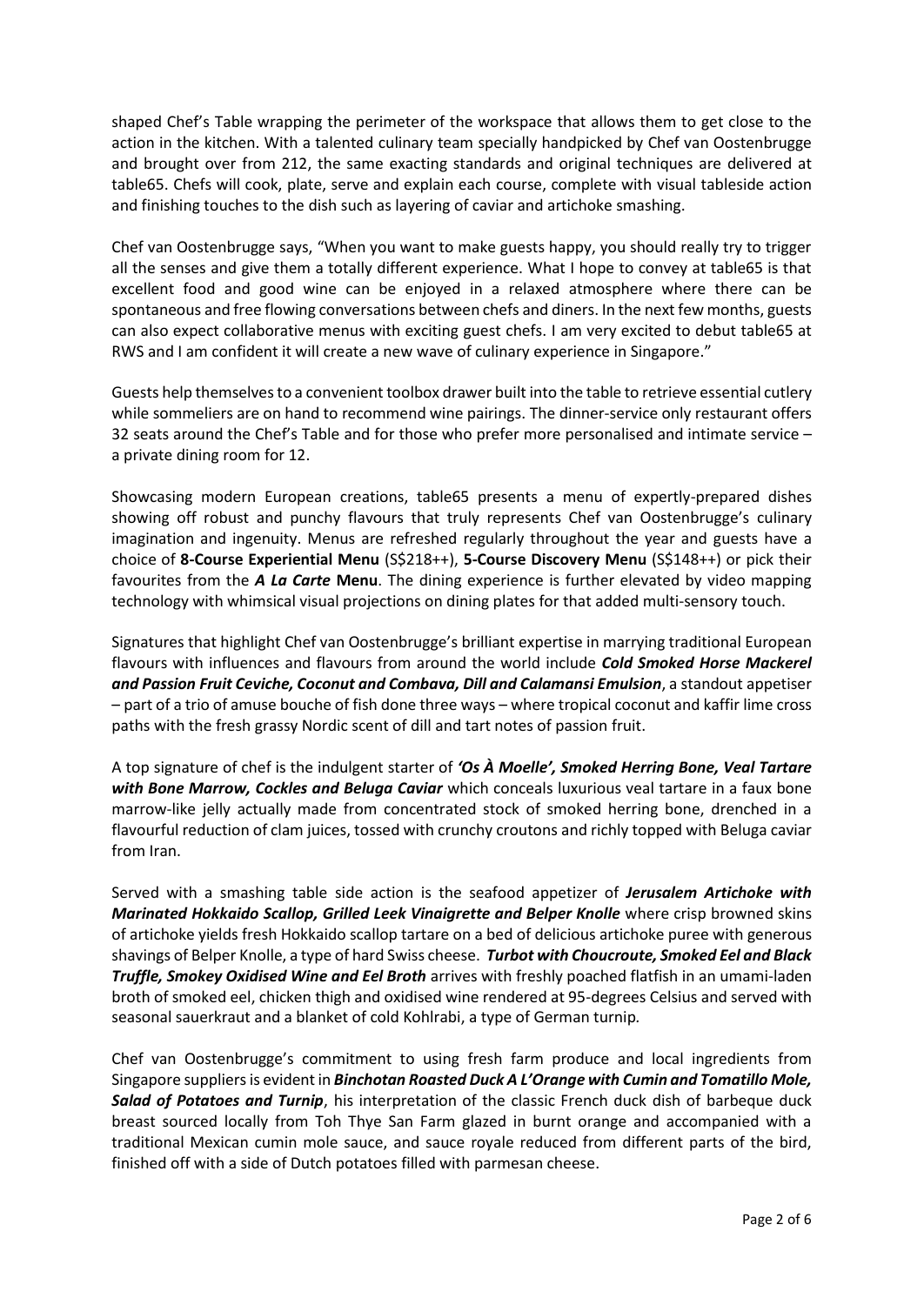shaped Chef's Table wrapping the perimeter of the workspace that allows them to get close to the action in the kitchen. With a talented culinary team specially handpicked by Chef van Oostenbrugge and brought over from 212, the same exacting standards and original techniques are delivered at table65. Chefs will cook, plate, serve and explain each course, complete with visual tableside action and finishing touches to the dish such as layering of caviar and artichoke smashing.

Chef van Oostenbrugge says, "When you want to make guests happy, you should really try to trigger all the senses and give them a totally different experience. What I hope to convey at table65 is that excellent food and good wine can be enjoyed in a relaxed atmosphere where there can be spontaneous and free flowing conversations between chefs and diners. In the next few months, guests can also expect collaborative menus with exciting guest chefs. I am very excited to debut table65 at RWS and I am confident it will create a new wave of culinary experience in Singapore."

Guests help themselves to a convenient toolbox drawer built into the table to retrieve essential cutlery while sommeliers are on hand to recommend wine pairings. The dinner-service only restaurant offers 32 seats around the Chef's Table and for those who prefer more personalised and intimate service – a private dining room for 12.

Showcasing modern European creations, table65 presents a menu of expertly-prepared dishes showing off robust and punchy flavours that truly represents Chef van Oostenbrugge's culinary imagination and ingenuity. Menus are refreshed regularly throughout the year and guests have a choice of **8-Course Experiential Menu** (S$218++), **5-Course Discovery Menu** (S$148++) or pick their favourites from the ***A La Carte*** **Menu**. The dining experience is further elevated by video mapping technology with whimsical visual projections on dining plates for that added multi-sensory touch.

Signatures that highlight Chef van Oostenbrugge's brilliant expertise in marrying traditional European flavours with influences and flavours from around the world include ***Cold Smoked Horse Mackerel and Passion Fruit Ceviche, Coconut and Combava, Dill and Calamansi Emulsion***, a standout appetiser – part of a trio of amuse bouche of fish done three ways – where tropical coconut and kaffir lime cross paths with the fresh grassy Nordic scent of dill and tart notes of passion fruit.

A top signature of chef is the indulgent starter of ***'Os À Moelle', Smoked Herring Bone, Veal Tartare with Bone Marrow, Cockles and Beluga Caviar*** which conceals luxurious veal tartare in a faux bone marrow-like jelly actually made from concentrated stock of smoked herring bone, drenched in a flavourful reduction of clam juices, tossed with crunchy croutons and richly topped with Beluga caviar from Iran.

Served with a smashing table side action is the seafood appetizer of ***Jerusalem Artichoke with Marinated Hokkaido Scallop, Grilled Leek Vinaigrette and Belper Knolle*** where crisp browned skins of artichoke yields fresh Hokkaido scallop tartare on a bed of delicious artichoke puree with generous shavings of Belper Knolle, a type of hard Swiss cheese. ***Turbot with Choucroute, Smoked Eel and Black Truffle, Smokey Oxidised Wine and Eel Broth*** arrives with freshly poached flatfish in an umami-laden broth of smoked eel, chicken thigh and oxidised wine rendered at 95-degrees Celsius and served with seasonal sauerkraut and a blanket of cold Kohlrabi, a type of German turnip.

Chef van Oostenbrugge's commitment to using fresh farm produce and local ingredients from Singapore suppliers is evident in ***Binchotan Roasted Duck A L'Orange with Cumin and Tomatillo Mole, Salad of Potatoes and Turnip***, his interpretation of the classic French duck dish of barbeque duck breast sourced locally from Toh Thye San Farm glazed in burnt orange and accompanied with a traditional Mexican cumin mole sauce, and sauce royale reduced from different parts of the bird, finished off with a side of Dutch potatoes filled with parmesan cheese.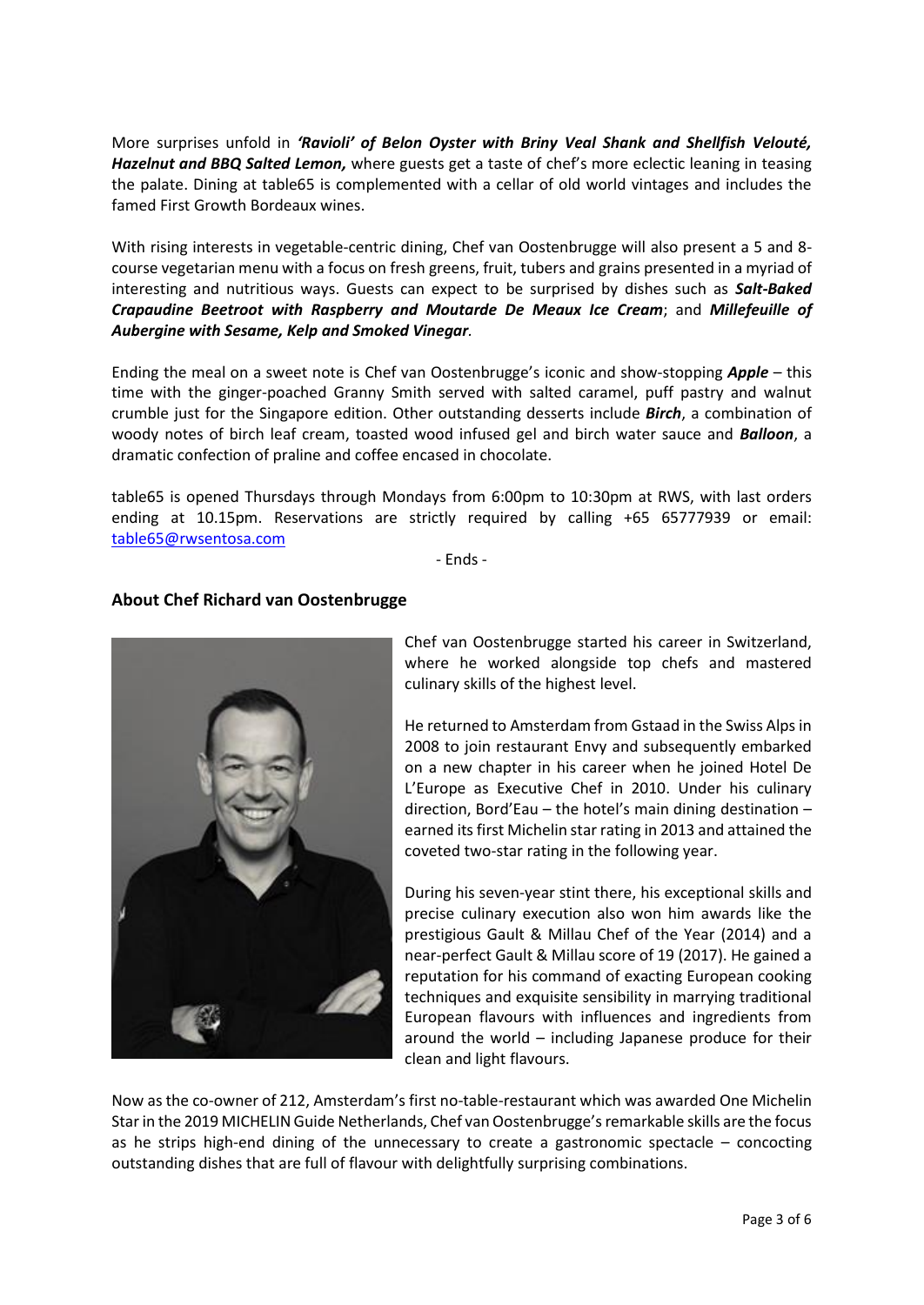More surprises unfold in ***'Ravioli' of Belon Oyster with Briny Veal Shank and Shellfish Velouté, Hazelnut and BBQ Salted Lemon,*** where guests get a taste of chef's more eclectic leaning in teasing the palate. Dining at table65 is complemented with a cellar of old world vintages and includes the famed First Growth Bordeaux wines.

With rising interests in vegetable-centric dining, Chef van Oostenbrugge will also present a 5 and 8-course vegetarian menu with a focus on fresh greens, fruit, tubers and grains presented in a myriad of interesting and nutritious ways. Guests can expect to be surprised by dishes such as ***Salt-Baked Crapaudine Beetroot with Raspberry and Moutarde De Meaux Ice Cream***; and ***Millefeuille of Aubergine with Sesame, Kelp and Smoked Vinegar***.

Ending the meal on a sweet note is Chef van Oostenbrugge's iconic and show-stopping ***Apple*** – this time with the ginger-poached Granny Smith served with salted caramel, puff pastry and walnut crumble just for the Singapore edition. Other outstanding desserts include ***Birch***, a combination of woody notes of birch leaf cream, toasted wood infused gel and birch water sauce and ***Balloon***, a dramatic confection of praline and coffee encased in chocolate.

table65 is opened Thursdays through Mondays from 6:00pm to 10:30pm at RWS, with last orders ending at 10.15pm. Reservations are strictly required by calling +65 65777939 or email: table65@rwsentosa.com

- Ends -

## About Chef Richard van Oostenbrugge

Chef van Oostenbrugge started his career in Switzerland, where he worked alongside top chefs and mastered culinary skills of the highest level.

He returned to Amsterdam from Gstaad in the Swiss Alps in 2008 to join restaurant Envy and subsequently embarked on a new chapter in his career when he joined Hotel De L'Europe as Executive Chef in 2010. Under his culinary direction, Bord'Eau – the hotel's main dining destination – earned its first Michelin star rating in 2013 and attained the coveted two-star rating in the following year.

During his seven-year stint there, his exceptional skills and precise culinary execution also won him awards like the prestigious Gault & Millau Chef of the Year (2014) and a near-perfect Gault & Millau score of 19 (2017). He gained a reputation for his command of exacting European cooking techniques and exquisite sensibility in marrying traditional European flavours with influences and ingredients from around the world – including Japanese produce for their clean and light flavours.

Now as the co-owner of 212, Amsterdam's first no-table-restaurant which was awarded One Michelin Star in the 2019 MICHELIN Guide Netherlands, Chef van Oostenbrugge's remarkable skills are the focus as he strips high-end dining of the unnecessary to create a gastronomic spectacle – concocting outstanding dishes that are full of flavour with delightfully surprising combinations.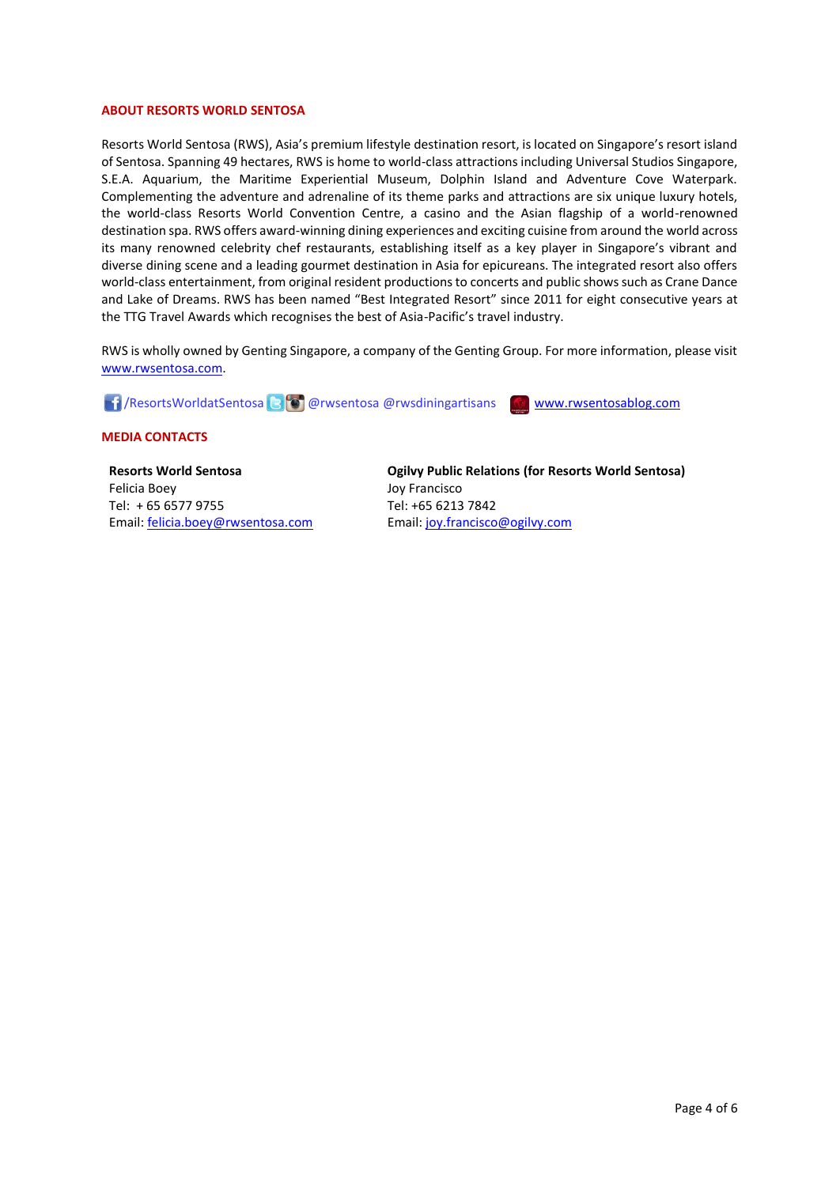## ABOUT RESORTS WORLD SENTOSA

Resorts World Sentosa (RWS), Asia's premium lifestyle destination resort, is located on Singapore's resort island of Sentosa. Spanning 49 hectares, RWS is home to world-class attractions including Universal Studios Singapore, S.E.A. Aquarium, the Maritime Experiential Museum, Dolphin Island and Adventure Cove Waterpark. Complementing the adventure and adrenaline of its theme parks and attractions are six unique luxury hotels, the world-class Resorts World Convention Centre, a casino and the Asian flagship of a world-renowned destination spa. RWS offers award-winning dining experiences and exciting cuisine from around the world across its many renowned celebrity chef restaurants, establishing itself as a key player in Singapore's vibrant and diverse dining scene and a leading gourmet destination in Asia for epicureans. The integrated resort also offers world-class entertainment, from original resident productions to concerts and public shows such as Crane Dance and Lake of Dreams. RWS has been named "Best Integrated Resort" since 2011 for eight consecutive years at the TTG Travel Awards which recognises the best of Asia-Pacific's travel industry.

RWS is wholly owned by Genting Singapore, a company of the Genting Group. For more information, please visit www.rwsentosa.com.

/ResortsWorldatSentosa @rwsentosa @rwsdiningartisans www.rwsentosablog.com

## MEDIA CONTACTS

**Resorts World Sentosa**
Felicia Boey
Tel: + 65 6577 9755
Email: felicia.boey@rwsentosa.com

**Ogilvy Public Relations (for Resorts World Sentosa)**
Joy Francisco
Tel: +65 6213 7842
Email: joy.francisco@ogilvy.com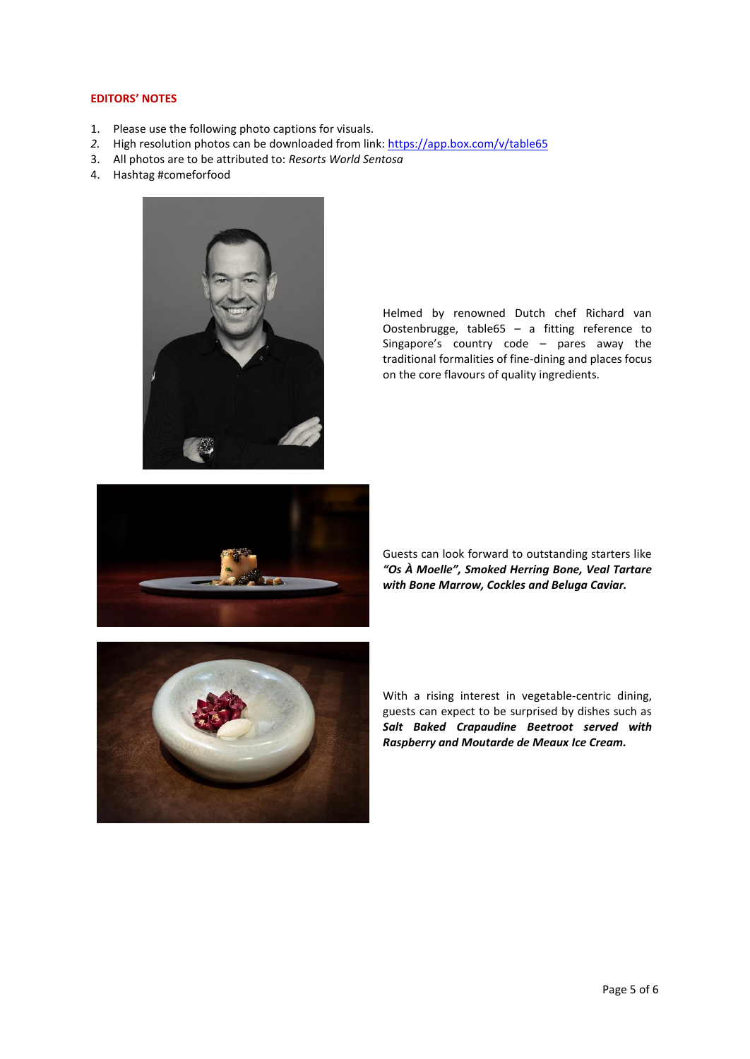**EDITORS' NOTES**

1. Please use the following photo captions for visuals.
2. High resolution photos can be downloaded from link: https://app.box.com/v/table65
3. All photos are to be attributed to: *Resorts World Sentosa*
4. Hashtag #comeforfood

Helmed by renowned Dutch chef Richard van Oostenbrugge, table65 – a fitting reference to Singapore's country code – pares away the traditional formalities of fine-dining and places focus on the core flavours of quality ingredients.

Guests can look forward to outstanding starters like ***"Os À Moelle", Smoked Herring Bone, Veal Tartare with Bone Marrow, Cockles and Beluga Caviar.***

With a rising interest in vegetable-centric dining, guests can expect to be surprised by dishes such as ***Salt Baked Crapaudine Beetroot served with Raspberry and Moutarde de Meaux Ice Cream.***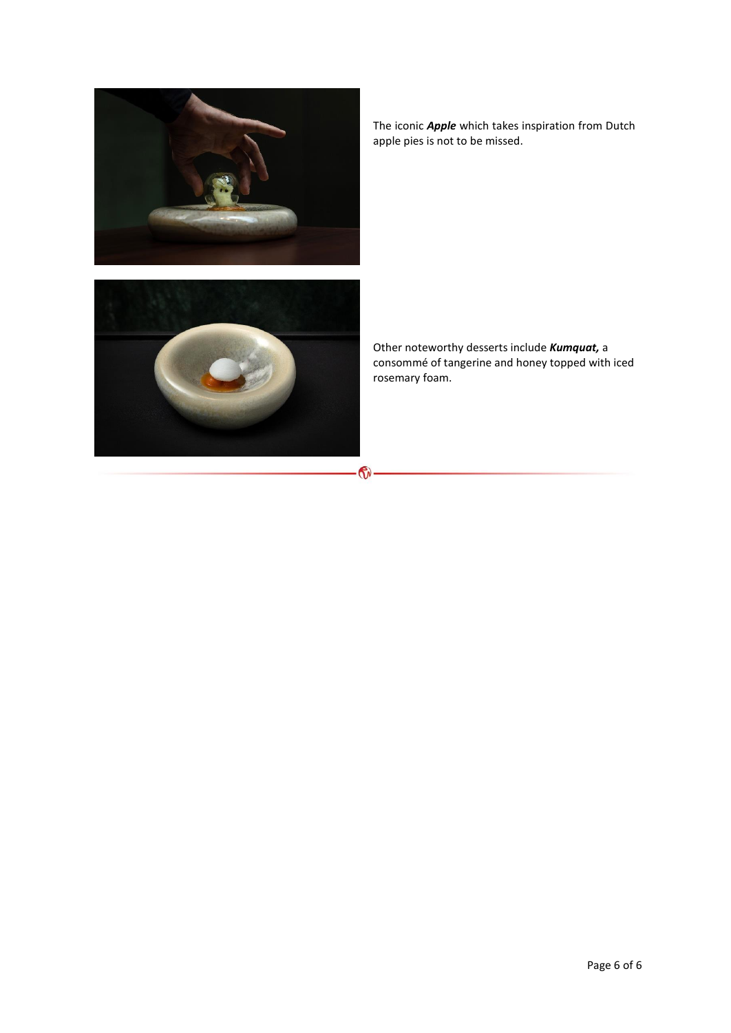The iconic ***Apple*** which takes inspiration from Dutch apple pies is not to be missed.

Other noteworthy desserts include ***Kumquat,*** a consommé of tangerine and honey topped with iced rosemary foam.